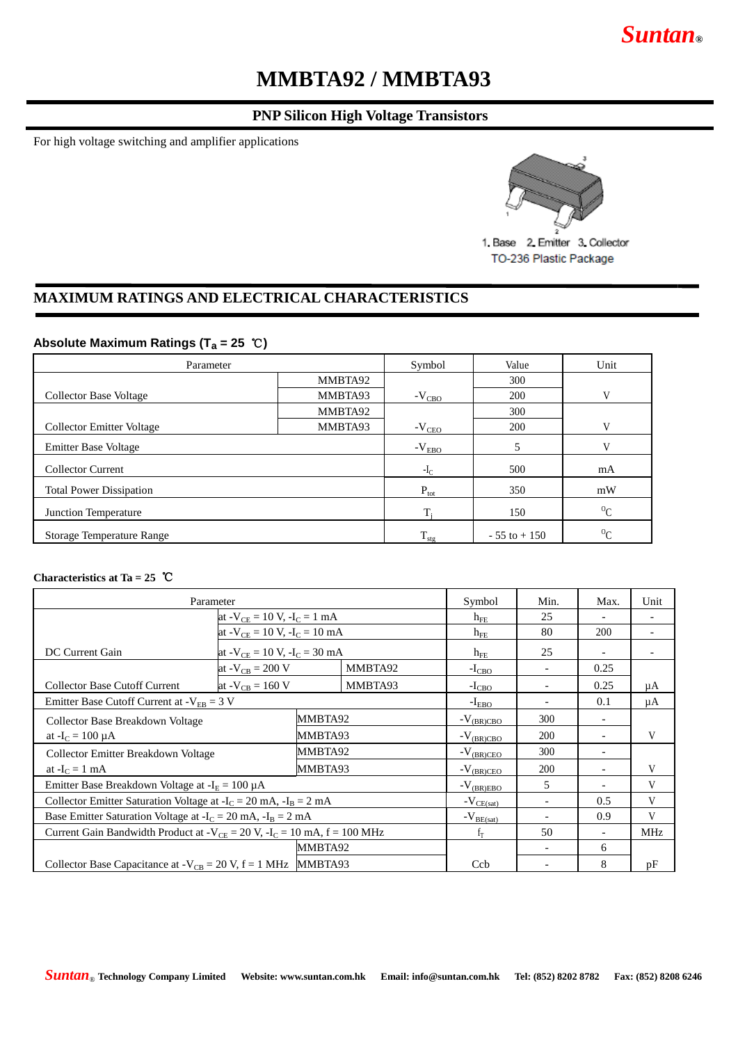# MMBTA92 / MMBTA93

## PNP Silicon High Voltage Transistors

For high voltage switching and amplifier applications

1. Base 2. Emitter 3. Collector
TO-236 Plastic Package

## MAXIMUM RATINGS AND ELECTRICAL CHARACTERISTICS

### Absolute Maximum Ratings ($T_a$ = 25 ℃)

| Parameter | | Symbol | Value | Unit |
|---|---|---|---|---|
| Collector Base Voltage | MMBTA92 | $-V_{CBO}$ | 300 | V |
| | MMBTA93 | | 200 | |
| Collector Emitter Voltage | MMBTA92 | $-V_{CEO}$ | 300 | V |
| | MMBTA93 | | 200 | |
| Emitter Base Voltage | | $-V_{EBO}$ | 5 | V |
| Collector Current | | $-I_C$ | 500 | mA |
| Total Power Dissipation | | $P_{tot}$ | 350 | mW |
| Junction Temperature | | $T_j$ | 150 | $^0C$ |
| Storage Temperature Range | | $T_{stg}$ | - 55 to + 150 | $^0C$ |

**Characteristics at Ta = 25 ℃**

| Parameter | | | Symbol | Min. | Max. | Unit |
|---|---|---|---|---|---|---|
| DC Current Gain | at $-V_{CE}$ = 10 V, $-I_C$ = 1 mA | | $h_{FE}$ | 25 | - | - |
| | at $-V_{CE}$ = 10 V, $-I_C$ = 10 mA | | $h_{FE}$ | 80 | 200 | - |
| | at $-V_{CE}$ = 10 V, $-I_C$ = 30 mA | | $h_{FE}$ | 25 | - | - |
| Collector Base Cutoff Current | at $-V_{CB}$ = 200 V | MMBTA92 | $-I_{CBO}$ | - | 0.25 | μA |
| | at $-V_{CB}$ = 160 V | MMBTA93 | $-I_{CBO}$ | - | 0.25 | |
| Emitter Base Cutoff Current at $-V_{EB}$ = 3 V | | | $-I_{EBO}$ | - | 0.1 | μA |
| Collector Base Breakdown Voltage at $-I_C$ = 100 μA | | MMBTA92 | $-V_{(BR)CBO}$ | 300 | - | V |
| | | MMBTA93 | $-V_{(BR)CBO}$ | 200 | - | |
| Collector Emitter Breakdown Voltage at $-I_C$ = 1 mA | | MMBTA92 | $-V_{(BR)CEO}$ | 300 | - | V |
| | | MMBTA93 | $-V_{(BR)CEO}$ | 200 | - | |
| Emitter Base Breakdown Voltage at $-I_E$ = 100 μA | | | $-V_{(BR)EBO}$ | 5 | - | V |
| Collector Emitter Saturation Voltage at $-I_C$ = 20 mA, $-I_B$ = 2 mA | | | $-V_{CE(sat)}$ | - | 0.5 | V |
| Base Emitter Saturation Voltage at $-I_C$ = 20 mA, $-I_B$ = 2 mA | | | $-V_{BE(sat)}$ | - | 0.9 | V |
| Current Gain Bandwidth Product at $-V_{CE}$ = 20 V, $-I_C$ = 10 mA, f = 100 MHz | | | $f_T$ | 50 | - | MHz |
| Collector Base Capacitance at $-V_{CB}$ = 20 V, f = 1 MHz | | MMBTA92 | Ccb | - | 6 | pF |
| | | MMBTA93 | | - | 8 | |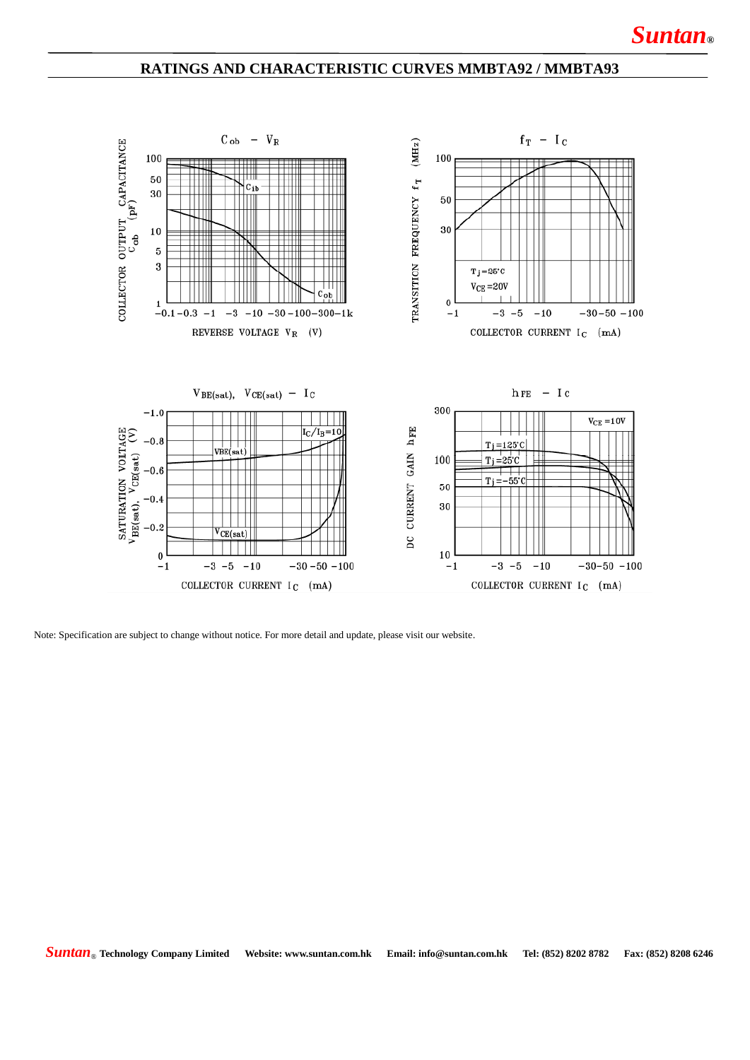# RATINGS AND CHARACTERISTIC CURVES MMBTA92 / MMBTA93

$C_{ob}$ − $V_R$

COLLECTOR OUTPUT CAPACITANCE $C_{ob}$ (pF)

100
50
30
10
5
3
1

$C_{ib}$

$C_{ob}$

−0.1 −0.3 −1 −3 −10 −30 −100 −300 −1k

REVERSE VOLTAGE $V_R$ (V)

$f_T$ − $I_C$

TRANSITION FREQUENCY $f_T$ (MHz)

100
50
30
0

$T_j$=25°C
$V_{CE}$=20V

−1 −3 −5 −10 −30 −50 −100

COLLECTOR CURRENT $I_C$ (mA)

$V_{BE(sat)}$, $V_{CE(sat)}$ − $I_C$

SATURATION VOLTAGE $V_{BE(sat)}$, $V_{CE(sat)}$ (V)

−1.0
−0.8
−0.6
−0.4
−0.2
0

$I_C/I_B$=10

VBE(sat)

$V_{CE(sat)}$

−1 −3 −5 −10 −30 −50 −100

COLLECTOR CURRENT $I_C$ (mA)

$h_{FE}$ − $I_C$

DC CURRENT GAIN $h_{FE}$

300
100
50
30
10

$V_{CE}$ =10V

$T_j$=125°C
$T_j$=25°C
$T_j$=−55°C

−1 −3 −5 −10 −30 −50 −100

COLLECTOR CURRENT $I_C$ (mA)

Note: Specification are subject to change without notice. For more detail and update, please visit our website.

*Suntan*® Technology Company Limited  Website: www.suntan.com.hk  Email: info@suntan.com.hk  Tel: (852) 8202 8782  Fax: (852) 8208 6246